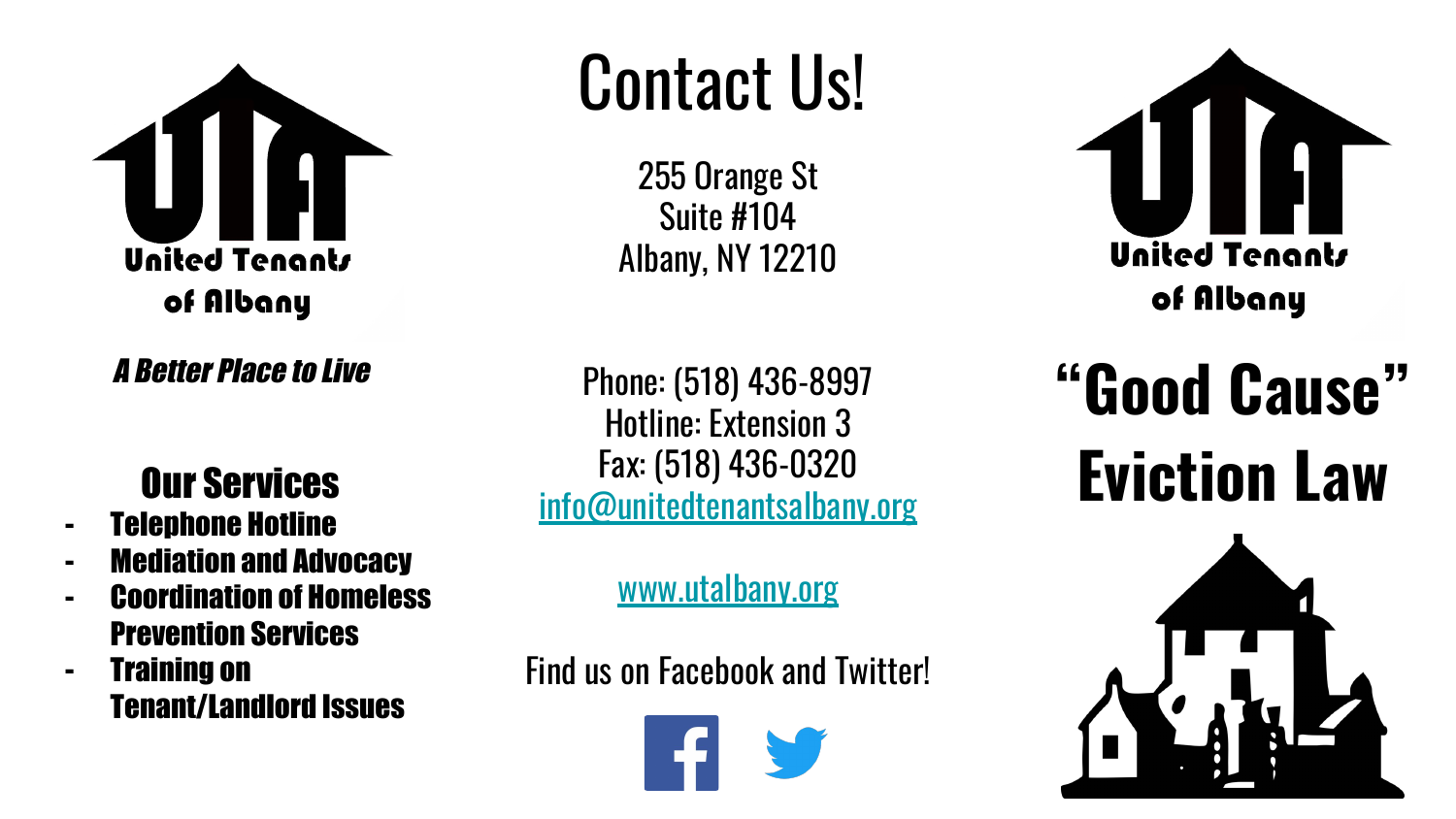United Tenants of Albany

*A Better Place to Live*

## Our Services

- **Telephone Hotline**
- **Mediation and Advocacy**
- **Coordination of Homeless Prevention Services**
- **Training on Tenant/Landlord Issues**

# Contact Us!

255 Orange St
Suite #104
Albany, NY 12210

Phone: (518) 436-8997
Hotline: Extension 3
Fax: (518) 436-0320
info@unitedtenantsalbany.org

www.utalbany.org

Find us on Facebook and Twitter!

United Tenants of Albany

# "Good Cause" Eviction Law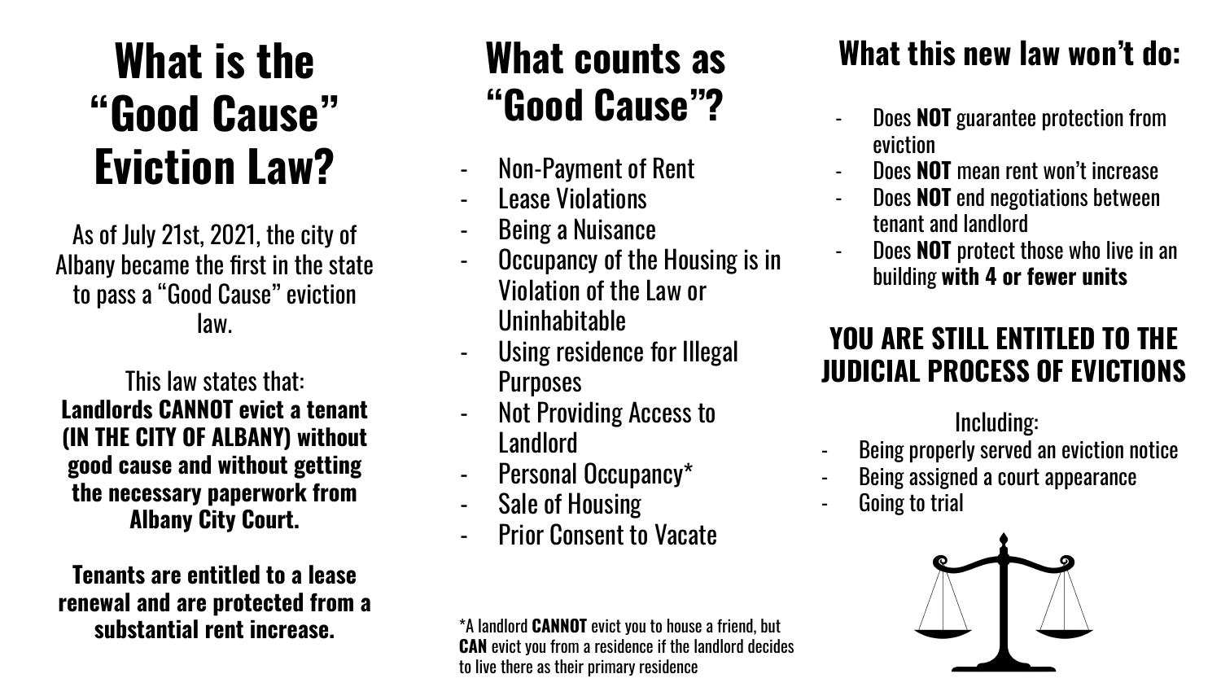# What is the "Good Cause" Eviction Law?

As of July 21st, 2021, the city of Albany became the first in the state to pass a "Good Cause" eviction law.

This law states that:
**Landlords CANNOT evict a tenant (IN THE CITY OF ALBANY) without good cause and without getting the necessary paperwork from Albany City Court.**

**Tenants are entitled to a lease renewal and are protected from a substantial rent increase.**

# What counts as "Good Cause"?

- Non-Payment of Rent
- Lease Violations
- Being a Nuisance
- Occupancy of the Housing is in Violation of the Law or Uninhabitable
- Using residence for Illegal Purposes
- Not Providing Access to Landlord
- Personal Occupancy*
- Sale of Housing
- Prior Consent to Vacate

*A landlord **CANNOT** evict you to house a friend, but **CAN** evict you from a residence if the landlord decides to live there as their primary residence

## What this new law won't do:

- Does **NOT** guarantee protection from eviction
- Does **NOT** mean rent won't increase
- Does **NOT** end negotiations between tenant and landlord
- Does **NOT** protect those who live in an building **with 4 or fewer units**

## YOU ARE STILL ENTITLED TO THE JUDICIAL PROCESS OF EVICTIONS

Including:

- Being properly served an eviction notice
- Being assigned a court appearance
- Going to trial